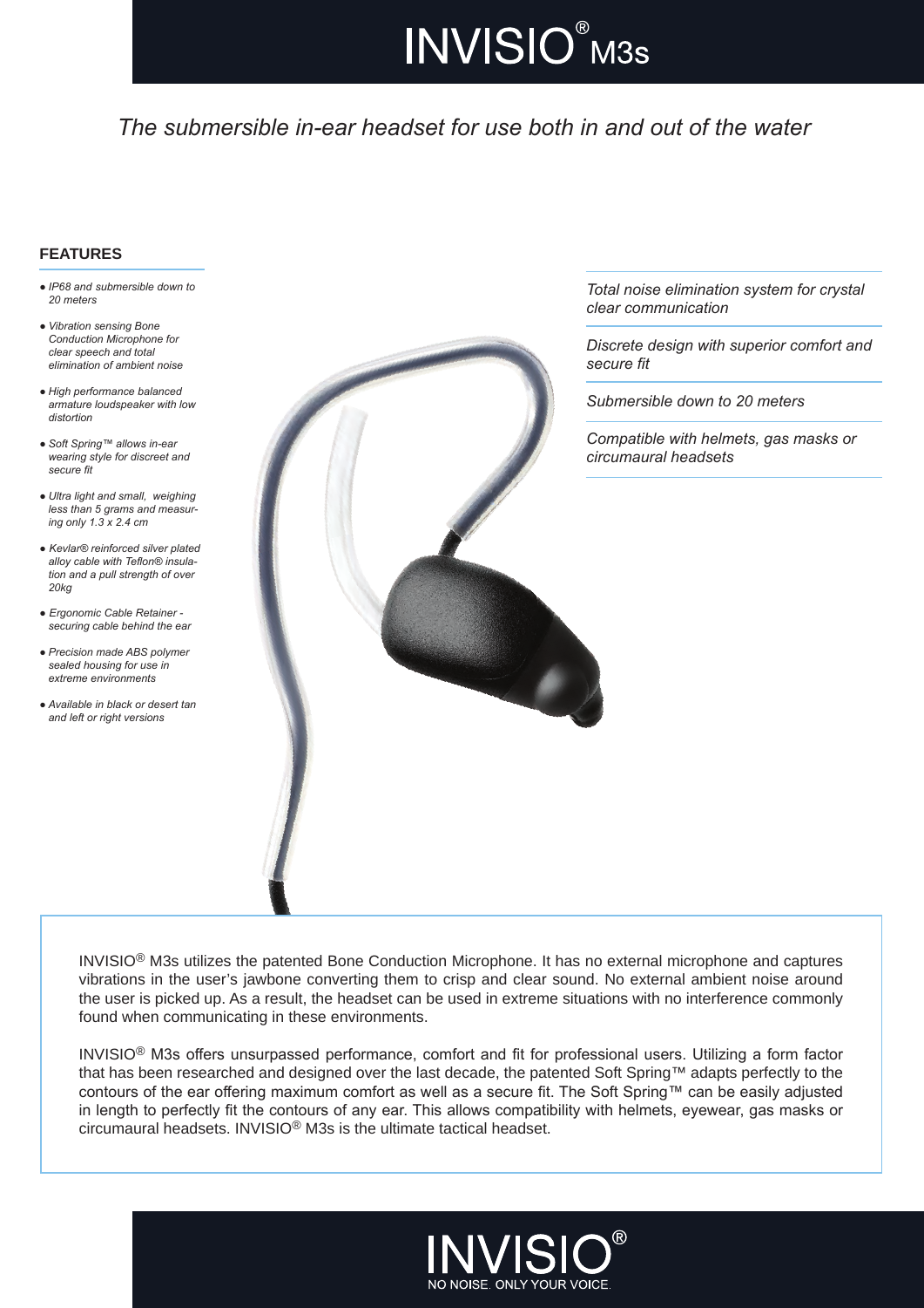# INVISIO® M3s

*The submersible in-ear headset for use both in and out of the water*

## FEATURES

- *IP68 and submersible down to 20 meters*
- *Vibration sensing Bone Conduction Microphone for clear speech and total elimination of ambient noise*
- *High performance balanced armature loudspeaker with low distortion*
- *Soft Spring™ allows in-ear wearing style for discreet and secure fit*
- *Ultra light and small, weighing less than 5 grams and measuring only 1.3 x 2.4 cm*
- *Kevlar® reinforced silver plated alloy cable with Teflon® insulation and a pull strength of over 20kg*
- *Ergonomic Cable Retainer - securing cable behind the ear*
- *Precision made ABS polymer sealed housing for use in extreme environments*
- *Available in black or desert tan and left or right versions*

*Total noise elimination system for crystal clear communication*

*Discrete design with superior comfort and secure fit*

*Submersible down to 20 meters*

*Compatible with helmets, gas masks or circumaural headsets*

INVISIO® M3s utilizes the patented Bone Conduction Microphone. It has no external microphone and captures vibrations in the user's jawbone converting them to crisp and clear sound. No external ambient noise around the user is picked up. As a result, the headset can be used in extreme situations with no interference commonly found when communicating in these environments.

INVISIO® M3s offers unsurpassed performance, comfort and fit for professional users. Utilizing a form factor that has been researched and designed over the last decade, the patented Soft Spring™ adapts perfectly to the contours of the ear offering maximum comfort as well as a secure fit. The Soft Spring™ can be easily adjusted in length to perfectly fit the contours of any ear. This allows compatibility with helmets, eyewear, gas masks or circumaural headsets. INVISIO® M3s is the ultimate tactical headset.

INVISIO®

NO NOISE. ONLY YOUR VOICE.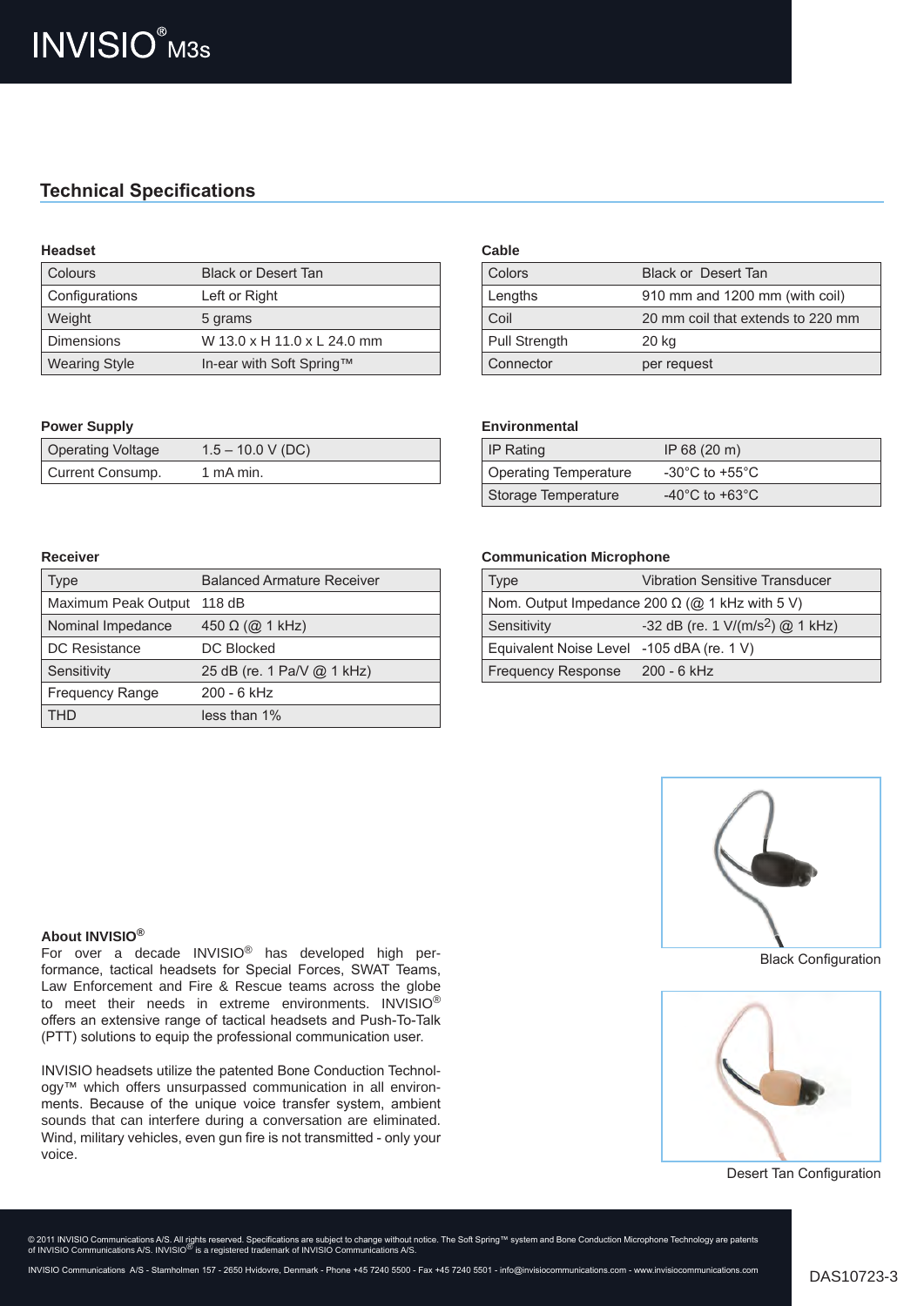# INVISIO® M3s

## Technical Specifications

### Headset

| | |
|---|---|
| Colours | Black or Desert Tan |
| Configurations | Left or Right |
| Weight | 5 grams |
| Dimensions | W 13.0 x H 11.0 x L 24.0 mm |
| Wearing Style | In-ear with Soft Spring™ |

### Cable

| | |
|---|---|
| Colors | Black or Desert Tan |
| Lengths | 910 mm and 1200 mm (with coil) |
| Coil | 20 mm coil that extends to 220 mm |
| Pull Strength | 20 kg |
| Connector | per request |

### Power Supply

| | |
|---|---|
| Operating Voltage | 1.5 – 10.0 V (DC) |
| Current Consump. | 1 mA min. |

### Environmental

| | |
|---|---|
| IP Rating | IP 68 (20 m) |
| Operating Temperature | -30°C to +55°C |
| Storage Temperature | -40°C to +63°C |

### Receiver

| | |
|---|---|
| Type | Balanced Armature Receiver |
| Maximum Peak Output | 118 dB |
| Nominal Impedance | 450 Ω (@ 1 kHz) |
| DC Resistance | DC Blocked |
| Sensitivity | 25 dB (re. 1 Pa/V @ 1 kHz) |
| Frequency Range | 200 - 6 kHz |
| THD | less than 1% |

### Communication Microphone

| | |
|---|---|
| Type | Vibration Sensitive Transducer |
| Nom. Output Impedance | 200 Ω (@ 1 kHz with 5 V) |
| Sensitivity | -32 dB (re. 1 V/(m/s$^2$) @ 1 kHz) |
| Equivalent Noise Level | -105 dBA (re. 1 V) |
| Frequency Response | 200 - 6 kHz |

Black Configuration

Desert Tan Configuration

### About INVISIO®

For over a decade INVISIO® has developed high performance, tactical headsets for Special Forces, SWAT Teams, Law Enforcement and Fire & Rescue teams across the globe to meet their needs in extreme environments. INVISIO® offers an extensive range of tactical headsets and Push-To-Talk (PTT) solutions to equip the professional communication user.

INVISIO headsets utilize the patented Bone Conduction Technology™ which offers unsurpassed communication in all environments. Because of the unique voice transfer system, ambient sounds that can interfere during a conversation are eliminated. Wind, military vehicles, even gun fire is not transmitted - only your voice.

© 2011 INVISIO Communications A/S. All rights reserved. Specifications are subject to change without notice. The Soft Spring™ system and Bone Conduction Microphone Technology are patents of INVISIO Communications A/S. INVISIO® is a registered trademark of INVISIO Communications A/S.

INVISIO Communications A/S - Stamholmen 157 - 2650 Hvidovre, Denmark - Phone +45 7240 5500 - Fax +45 7240 5501 - info@invisiocommunications.com - www.invisiocommunications.com

DAS10723-3